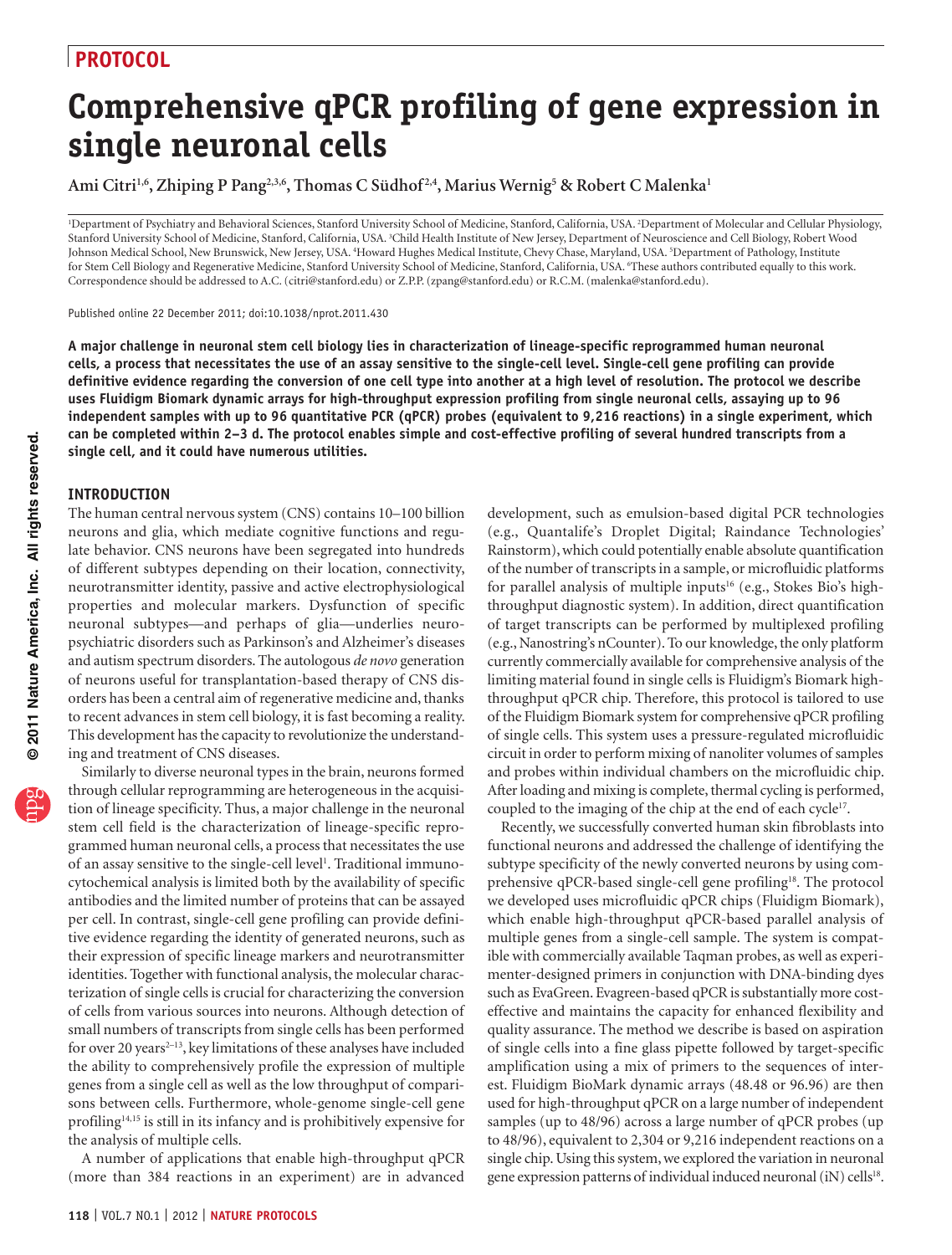PROTOCOL

# Comprehensive qPCR profiling of gene expression in single neuronal cells

**Ami Citri[1,6], Zhiping P Pang[2,3,6], Thomas C Südhof[2,4], Marius Wernig[5] & Robert C Malenka[1]**

[1]Department of Psychiatry and Behavioral Sciences, Stanford University School of Medicine, Stanford, California, USA. [2]Department of Molecular and Cellular Physiology, Stanford University School of Medicine, Stanford, California, USA. [3]Child Health Institute of New Jersey, Department of Neuroscience and Cell Biology, Robert Wood Johnson Medical School, New Brunswick, New Jersey, USA. [4]Howard Hughes Medical Institute, Chevy Chase, Maryland, USA. [5]Department of Pathology, Institute for Stem Cell Biology and Regenerative Medicine, Stanford University School of Medicine, Stanford, California, USA. [6]These authors contributed equally to this work. Correspondence should be addressed to A.C. (citri@stanford.edu) or Z.P.P. (zpang@stanford.edu) or R.C.M. (malenka@stanford.edu).

Published online 22 December 2011; doi:10.1038/nprot.2011.430

**A major challenge in neuronal stem cell biology lies in characterization of lineage-specific reprogrammed human neuronal cells, a process that necessitates the use of an assay sensitive to the single-cell level. Single-cell gene profiling can provide definitive evidence regarding the conversion of one cell type into another at a high level of resolution. The protocol we describe uses Fluidigm Biomark dynamic arrays for high-throughput expression profiling from single neuronal cells, assaying up to 96 independent samples with up to 96 quantitative PCR (qPCR) probes (equivalent to 9,216 reactions) in a single experiment, which can be completed within 2–3 d. The protocol enables simple and cost-effective profiling of several hundred transcripts from a single cell, and it could have numerous utilities.**

## INTRODUCTION

The human central nervous system (CNS) contains 10–100 billion neurons and glia, which mediate cognitive functions and regulate behavior. CNS neurons have been segregated into hundreds of different subtypes depending on their location, connectivity, neurotransmitter identity, passive and active electrophysiological properties and molecular markers. Dysfunction of specific neuronal subtypes—and perhaps of glia—underlies neuropsychiatric disorders such as Parkinson's and Alzheimer's diseases and autism spectrum disorders. The autologous *de novo* generation of neurons useful for transplantation-based therapy of CNS disorders has been a central aim of regenerative medicine and, thanks to recent advances in stem cell biology, it is fast becoming a reality. This development has the capacity to revolutionize the understanding and treatment of CNS diseases.

Similarly to diverse neuronal types in the brain, neurons formed through cellular reprogramming are heterogeneous in the acquisition of lineage specificity. Thus, a major challenge in the neuronal stem cell field is the characterization of lineage-specific reprogrammed human neuronal cells, a process that necessitates the use of an assay sensitive to the single-cell level[1]. Traditional immunocytochemical analysis is limited both by the availability of specific antibodies and the limited number of proteins that can be assayed per cell. In contrast, single-cell gene profiling can provide definitive evidence regarding the identity of generated neurons, such as their expression of specific lineage markers and neurotransmitter identities. Together with functional analysis, the molecular characterization of single cells is crucial for characterizing the conversion of cells from various sources into neurons. Although detection of small numbers of transcripts from single cells has been performed for over 20 years[2–13], key limitations of these analyses have included the ability to comprehensively profile the expression of multiple genes from a single cell as well as the low throughput of comparisons between cells. Furthermore, whole-genome single-cell gene profiling[14,15] is still in its infancy and is prohibitively expensive for the analysis of multiple cells.

A number of applications that enable high-throughput qPCR (more than 384 reactions in an experiment) are in advanced development, such as emulsion-based digital PCR technologies (e.g., Quantalife's Droplet Digital; Raindance Technologies' Rainstorm), which could potentially enable absolute quantification of the number of transcripts in a sample, or microfluidic platforms for parallel analysis of multiple inputs[16] (e.g., Stokes Bio's high-throughput diagnostic system). In addition, direct quantification of target transcripts can be performed by multiplexed profiling (e.g., Nanostring's nCounter). To our knowledge, the only platform currently commercially available for comprehensive analysis of the limiting material found in single cells is Fluidigm's Biomark high-throughput qPCR chip. Therefore, this protocol is tailored to use of the Fluidigm Biomark system for comprehensive qPCR profiling of single cells. This system uses a pressure-regulated microfluidic circuit in order to perform mixing of nanoliter volumes of samples and probes within individual chambers on the microfluidic chip. After loading and mixing is complete, thermal cycling is performed, coupled to the imaging of the chip at the end of each cycle[17].

Recently, we successfully converted human skin fibroblasts into functional neurons and addressed the challenge of identifying the subtype specificity of the newly converted neurons by using comprehensive qPCR-based single-cell gene profiling[18]. The protocol we developed uses microfluidic qPCR chips (Fluidigm Biomark), which enable high-throughput qPCR-based parallel analysis of multiple genes from a single-cell sample. The system is compatible with commercially available Taqman probes, as well as experimenter-designed primers in conjunction with DNA-binding dyes such as EvaGreen. Evagreen-based qPCR is substantially more cost-effective and maintains the capacity for enhanced flexibility and quality assurance. The method we describe is based on aspiration of single cells into a fine glass pipette followed by target-specific amplification using a mix of primers to the sequences of interest. Fluidigm BioMark dynamic arrays (48.48 or 96.96) are then used for high-throughput qPCR on a large number of independent samples (up to 48/96) across a large number of qPCR probes (up to 48/96), equivalent to 2,304 or 9,216 independent reactions on a single chip. Using this system, we explored the variation in neuronal gene expression patterns of individual induced neuronal (iN) cells[18].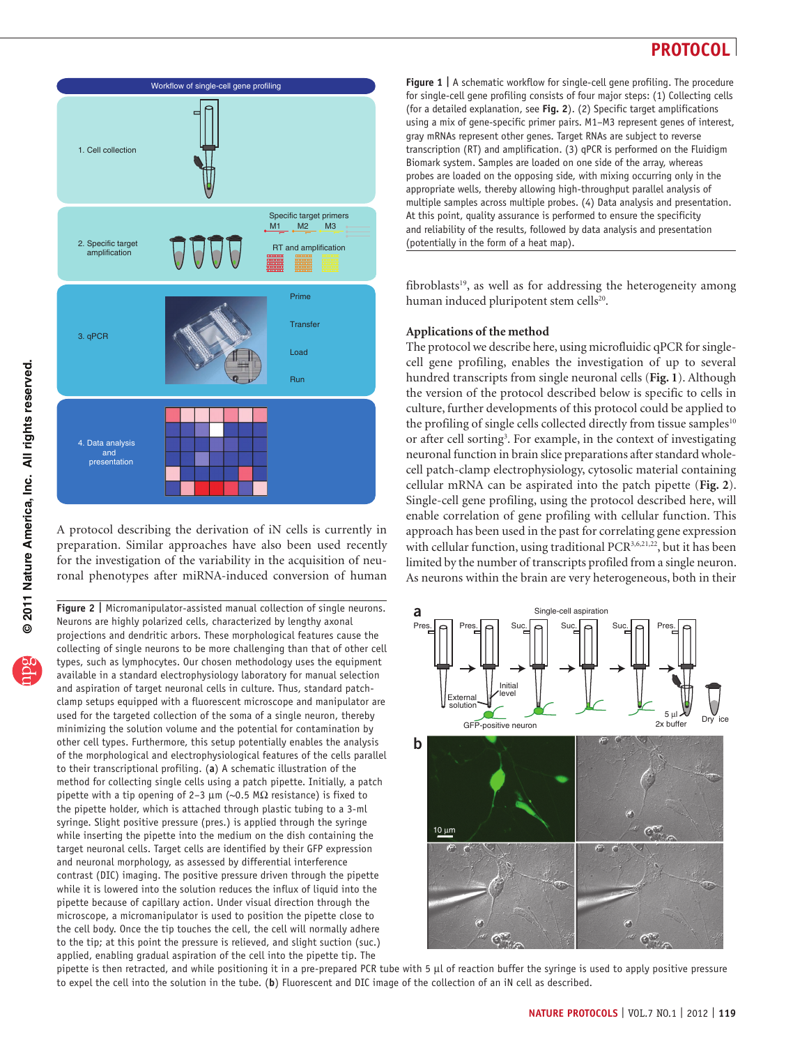Figure 1 | A schematic workflow for single-cell gene profiling. The procedure for single-cell gene profiling consists of four major steps: (1) Collecting cells (for a detailed explanation, see **Fig. 2**). (2) Specific target amplifications using a mix of gene-specific primer pairs. M1–M3 represent genes of interest, gray mRNAs represent other genes. Target RNAs are subject to reverse transcription (RT) and amplification. (3) qPCR is performed on the Fluidigm Biomark system. Samples are loaded on one side of the array, whereas probes are loaded on the opposing side, with mixing occurring only in the appropriate wells, thereby allowing high-throughput parallel analysis of multiple samples across multiple probes. (4) Data analysis and presentation. At this point, quality assurance is performed to ensure the specificity and reliability of the results, followed by data analysis and presentation (potentially in the form of a heat map).

A protocol describing the derivation of iN cells is currently in preparation. Similar approaches have also been used recently for the investigation of the variability in the acquisition of neuronal phenotypes after miRNA-induced conversion of human fibroblasts[19], as well as for addressing the heterogeneity among human induced pluripotent stem cells[20].

### Applications of the method

The protocol we describe here, using microfluidic qPCR for single-cell gene profiling, enables the investigation of up to several hundred transcripts from single neuronal cells (**Fig. 1**). Although the version of the protocol described below is specific to cells in culture, further developments of this protocol could be applied to the profiling of single cells collected directly from tissue samples[10] or after cell sorting[3]. For example, in the context of investigating neuronal function in brain slice preparations after standard whole-cell patch-clamp electrophysiology, cytosolic material containing cellular mRNA can be aspirated into the patch pipette (**Fig. 2**). Single-cell gene profiling, using the protocol described here, will enable correlation of gene profiling with cellular function. This approach has been used in the past for correlating gene expression with cellular function, using traditional PCR[3,6,21,22], but it has been limited by the number of transcripts profiled from a single neuron. As neurons within the brain are very heterogeneous, both in their

Figure 2 | Micromanipulator-assisted manual collection of single neurons. Neurons are highly polarized cells, characterized by lengthy axonal projections and dendritic arbors. These morphological features cause the collecting of single neurons to be more challenging than that of other cell types, such as lymphocytes. Our chosen methodology uses the equipment available in a standard electrophysiology laboratory for manual selection and aspiration of target neuronal cells in culture. Thus, standard patch-clamp setups equipped with a fluorescent microscope and manipulator are used for the targeted collection of the soma of a single neuron, thereby minimizing the solution volume and the potential for contamination by other cell types. Furthermore, this setup potentially enables the analysis of the morphological and electrophysiological features of the cells parallel to their transcriptional profiling. (**a**) A schematic illustration of the method for collecting single cells using a patch pipette. Initially, a patch pipette with a tip opening of 2–3 µm (~0.5 MΩ resistance) is fixed to the pipette holder, which is attached through plastic tubing to a 3-ml syringe. Slight positive pressure (pres.) is applied through the syringe while inserting the pipette into the medium on the dish containing the target neuronal cells. Target cells are identified by their GFP expression and neuronal morphology, as assessed by differential interference contrast (DIC) imaging. The positive pressure driven through the pipette while it is lowered into the solution reduces the influx of liquid into the pipette because of capillary action. Under visual direction through the microscope, a micromanipulator is used to position the pipette close to the cell body. Once the tip touches the cell, the cell will normally adhere to the tip; at this point the pressure is relieved, and slight suction (suc.) applied, enabling gradual aspiration of the cell into the pipette tip. The pipette is then retracted, and while positioning it in a pre-prepared PCR tube with 5 µl of reaction buffer the syringe is used to apply positive pressure to expel the cell into the solution in the tube. (**b**) Fluorescent and DIC image of the collection of an iN cell as described.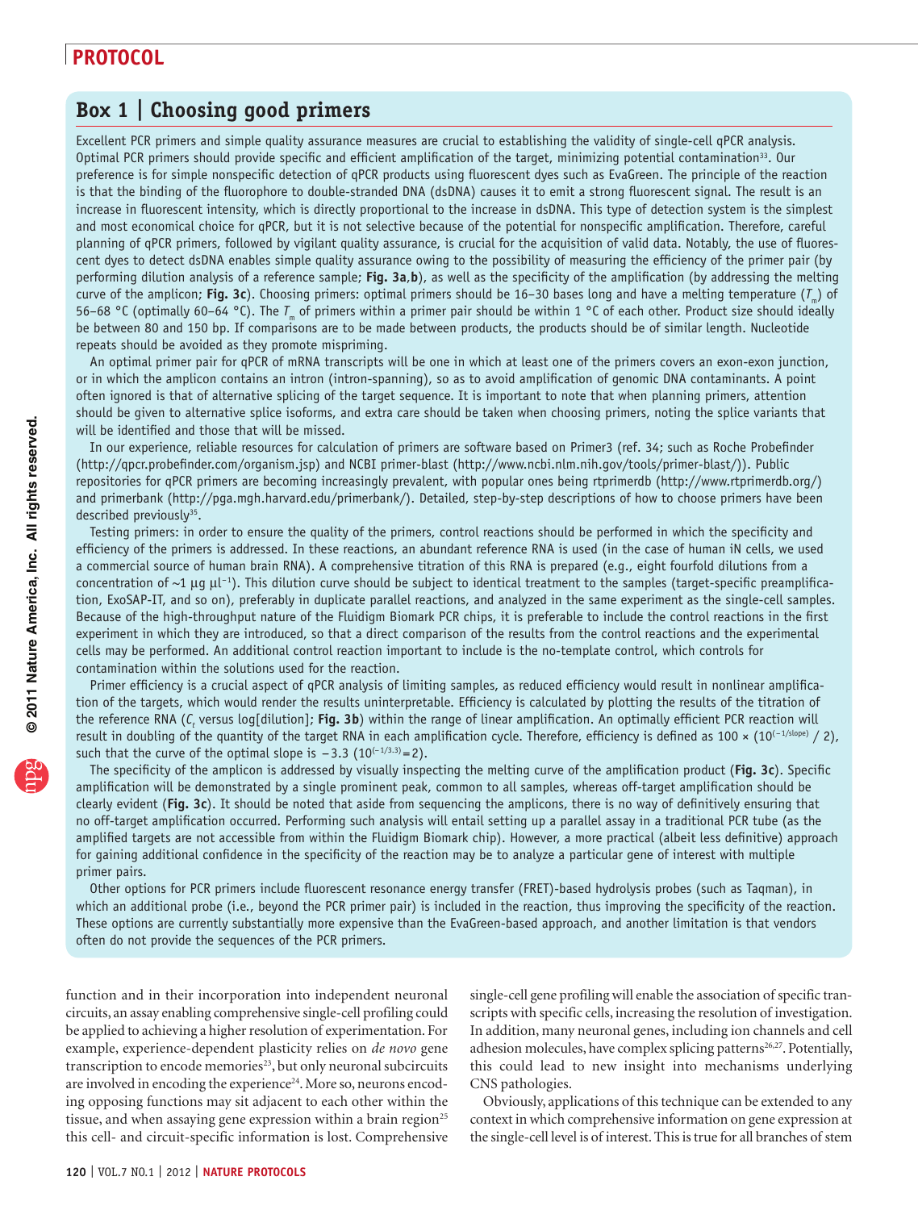## Box 1 | Choosing good primers

Excellent PCR primers and simple quality assurance measures are crucial to establishing the validity of single-cell qPCR analysis. Optimal PCR primers should provide specific and efficient amplification of the target, minimizing potential contamination[33]. Our preference is for simple nonspecific detection of qPCR products using fluorescent dyes such as EvaGreen. The principle of the reaction is that the binding of the fluorophore to double-stranded DNA (dsDNA) causes it to emit a strong fluorescent signal. The result is an increase in fluorescent intensity, which is directly proportional to the increase in dsDNA. This type of detection system is the simplest and most economical choice for qPCR, but it is not selective because of the potential for nonspecific amplification. Therefore, careful planning of qPCR primers, followed by vigilant quality assurance, is crucial for the acquisition of valid data. Notably, the use of fluorescent dyes to detect dsDNA enables simple quality assurance owing to the possibility of measuring the efficiency of the primer pair (by performing dilution analysis of a reference sample; **Fig. 3a**,**b**), as well as the specificity of the amplification (by addressing the melting curve of the amplicon; **Fig. 3c**). Choosing primers: optimal primers should be 16–30 bases long and have a melting temperature ($T_m$) of 56–68 °C (optimally 60–64 °C). The $T_m$ of primers within a primer pair should be within 1 °C of each other. Product size should ideally be between 80 and 150 bp. If comparisons are to be made between products, the products should be of similar length. Nucleotide repeats should be avoided as they promote mispriming.

An optimal primer pair for qPCR of mRNA transcripts will be one in which at least one of the primers covers an exon-exon junction, or in which the amplicon contains an intron (intron-spanning), so as to avoid amplification of genomic DNA contaminants. A point often ignored is that of alternative splicing of the target sequence. It is important to note that when planning primers, attention should be given to alternative splice isoforms, and extra care should be taken when choosing primers, noting the splice variants that will be identified and those that will be missed.

In our experience, reliable resources for calculation of primers are software based on Primer3 (ref. 34; such as Roche Probefinder (http://qpcr.probefinder.com/organism.jsp) and NCBI primer-blast (http://www.ncbi.nlm.nih.gov/tools/primer-blast/)). Public repositories for qPCR primers are becoming increasingly prevalent, with popular ones being rtprimerdb (http://www.rtprimerdb.org/) and primerbank (http://pga.mgh.harvard.edu/primerbank/). Detailed, step-by-step descriptions of how to choose primers have been described previously[35].

Testing primers: in order to ensure the quality of the primers, control reactions should be performed in which the specificity and efficiency of the primers is addressed. In these reactions, an abundant reference RNA is used (in the case of human iN cells, we used a commercial source of human brain RNA). A comprehensive titration of this RNA is prepared (e.g., eight fourfold dilutions from a concentration of ~1 μg μl$^{-1}$). This dilution curve should be subject to identical treatment to the samples (target-specific preamplification, ExoSAP-IT, and so on), preferably in duplicate parallel reactions, and analyzed in the same experiment as the single-cell samples. Because of the high-throughput nature of the Fluidigm Biomark PCR chips, it is preferable to include the control reactions in the first experiment in which they are introduced, so that a direct comparison of the results from the control reactions and the experimental cells may be performed. An additional control reaction important to include is the no-template control, which controls for contamination within the solutions used for the reaction.

Primer efficiency is a crucial aspect of qPCR analysis of limiting samples, as reduced efficiency would result in nonlinear amplification of the targets, which would render the results uninterpretable. Efficiency is calculated by plotting the results of the titration of the reference RNA ($C_t$ versus log[dilution]; **Fig. 3b**) within the range of linear amplification. An optimally efficient PCR reaction will result in doubling of the quantity of the target RNA in each amplification cycle. Therefore, efficiency is defined as $100 \times (10^{(-1/\text{slope})} / 2)$, such that the curve of the optimal slope is −3.3 ($10^{(-1/3.3)} = 2$).

The specificity of the amplicon is addressed by visually inspecting the melting curve of the amplification product (**Fig. 3c**). Specific amplification will be demonstrated by a single prominent peak, common to all samples, whereas off-target amplification should be clearly evident (**Fig. 3c**). It should be noted that aside from sequencing the amplicons, there is no way of definitively ensuring that no off-target amplification occurred. Performing such analysis will entail setting up a parallel assay in a traditional PCR tube (as the amplified targets are not accessible from within the Fluidigm Biomark chip). However, a more practical (albeit less definitive) approach for gaining additional confidence in the specificity of the reaction may be to analyze a particular gene of interest with multiple primer pairs.

Other options for PCR primers include fluorescent resonance energy transfer (FRET)-based hydrolysis probes (such as Taqman), in which an additional probe (i.e., beyond the PCR primer pair) is included in the reaction, thus improving the specificity of the reaction. These options are currently substantially more expensive than the EvaGreen-based approach, and another limitation is that vendors often do not provide the sequences of the PCR primers.

function and in their incorporation into independent neuronal circuits, an assay enabling comprehensive single-cell profiling could be applied to achieving a higher resolution of experimentation. For example, experience-dependent plasticity relies on *de novo* gene transcription to encode memories[23], but only neuronal subcircuits are involved in encoding the experience[24]. More so, neurons encoding opposing functions may sit adjacent to each other within the tissue, and when assaying gene expression within a brain region[25] this cell- and circuit-specific information is lost. Comprehensive single-cell gene profiling will enable the association of specific transcripts with specific cells, increasing the resolution of investigation. In addition, many neuronal genes, including ion channels and cell adhesion molecules, have complex splicing patterns[26,27]. Potentially, this could lead to new insight into mechanisms underlying CNS pathologies.

Obviously, applications of this technique can be extended to any context in which comprehensive information on gene expression at the single-cell level is of interest. This is true for all branches of stem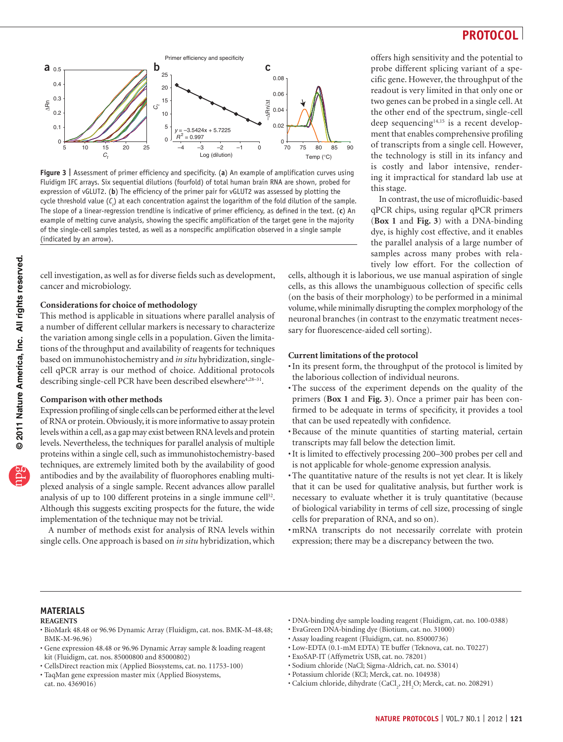**Figure 3 |** Assessment of primer efficiency and specificity. (**a**) An example of amplification curves using Fluidigm IFC arrays. Six sequential dilutions (fourfold) of total human brain RNA are shown, probed for expression of vGLUT2. (**b**) The efficiency of the primer pair for vGLUT2 was assessed by plotting the cycle threshold value ($C_t$) at each concentration against the logarithm of the fold dilution of the sample. The slope of a linear-regression trendline is indicative of primer efficiency, as defined in the text. (**c**) An example of melting curve analysis, showing the specific amplification of the target gene in the majority of the single-cell samples tested, as well as a nonspecific amplification observed in a single sample (indicated by an arrow).

cell investigation, as well as for diverse fields such as development, cancer and microbiology.

### Considerations for choice of methodology

This method is applicable in situations where parallel analysis of a number of different cellular markers is necessary to characterize the variation among single cells in a population. Given the limitations of the throughput and availability of reagents for techniques based on immunohistochemistry and *in situ* hybridization, single-cell qPCR array is our method of choice. Additional protocols describing single-cell PCR have been described elsewhere[4,28–31].

### Comparison with other methods

Expression profiling of single cells can be performed either at the level of RNA or protein. Obviously, it is more informative to assay protein levels within a cell, as a gap may exist between RNA levels and protein levels. Nevertheless, the techniques for parallel analysis of multiple proteins within a single cell, such as immunohistochemistry-based techniques, are extremely limited both by the availability of good antibodies and by the availability of fluorophores enabling multiplexed analysis of a single sample. Recent advances allow parallel analysis of up to 100 different proteins in a single immune cell[32]. Although this suggests exciting prospects for the future, the wide implementation of the technique may not be trivial.

A number of methods exist for analysis of RNA levels within single cells. One approach is based on *in situ* hybridization, which offers high sensitivity and the potential to probe different splicing variant of a specific gene. However, the throughput of the readout is very limited in that only one or two genes can be probed in a single cell. At the other end of the spectrum, single-cell deep sequencing[14,15] is a recent development that enables comprehensive profiling of transcripts from a single cell. However, the technology is still in its infancy and is costly and labor intensive, rendering it impractical for standard lab use at this stage.

In contrast, the use of microfluidic-based qPCR chips, using regular qPCR primers (**Box 1** and **Fig. 3**) with a DNA-binding dye, is highly cost effective, and it enables the parallel analysis of a large number of samples across many probes with relatively low effort. For the collection of cells, although it is laborious, we use manual aspiration of single cells, as this allows the unambiguous collection of specific cells (on the basis of their morphology) to be performed in a minimal volume, while minimally disrupting the complex morphology of the neuronal branches (in contrast to the enzymatic treatment necessary for fluorescence-aided cell sorting).

### Current limitations of the protocol

- In its present form, the throughput of the protocol is limited by the laborious collection of individual neurons.
- The success of the experiment depends on the quality of the primers (**Box 1** and **Fig. 3**). Once a primer pair has been confirmed to be adequate in terms of specificity, it provides a tool that can be used repeatedly with confidence.
- Because of the minute quantities of starting material, certain transcripts may fall below the detection limit.
- It is limited to effectively processing 200–300 probes per cell and is not applicable for whole-genome expression analysis.
- The quantitative nature of the results is not yet clear. It is likely that it can be used for qualitative analysis, but further work is necessary to evaluate whether it is truly quantitative (because of biological variability in terms of cell size, processing of single cells for preparation of RNA, and so on).
- mRNA transcripts do not necessarily correlate with protein expression; there may be a discrepancy between the two.

## MATERIALS

### REAGENTS

- BioMark 48.48 or 96.96 Dynamic Array (Fluidigm, cat. nos. BMK-M-48.48; BMK-M-96.96)
- Gene expression 48.48 or 96.96 Dynamic Array sample & loading reagent kit (Fluidigm, cat. nos. 85000800 and 85000802)
- CellsDirect reaction mix (Applied Biosystems, cat. no. 11753-100)
- TaqMan gene expression master mix (Applied Biosystems, cat. no. 4369016)
- DNA-binding dye sample loading reagent (Fluidigm, cat. no. 100-0388)
- EvaGreen DNA-binding dye (Biotium, cat. no. 31000)
- Assay loading reagent (Fluidigm, cat. no. 85000736)
- Low-EDTA (0.1-mM EDTA) TE buffer (Teknova, cat. no. T0227)
- ExoSAP-IT (Affymetrix USB, cat. no. 78201)
- Sodium chloride (NaCl; Sigma-Aldrich, cat. no. S3014)
- Potassium chloride (KCl; Merck, cat. no. 104938)
- Calcium chloride, dihydrate ($CaCl_2$, $2H_2O$; Merck, cat. no. 208291)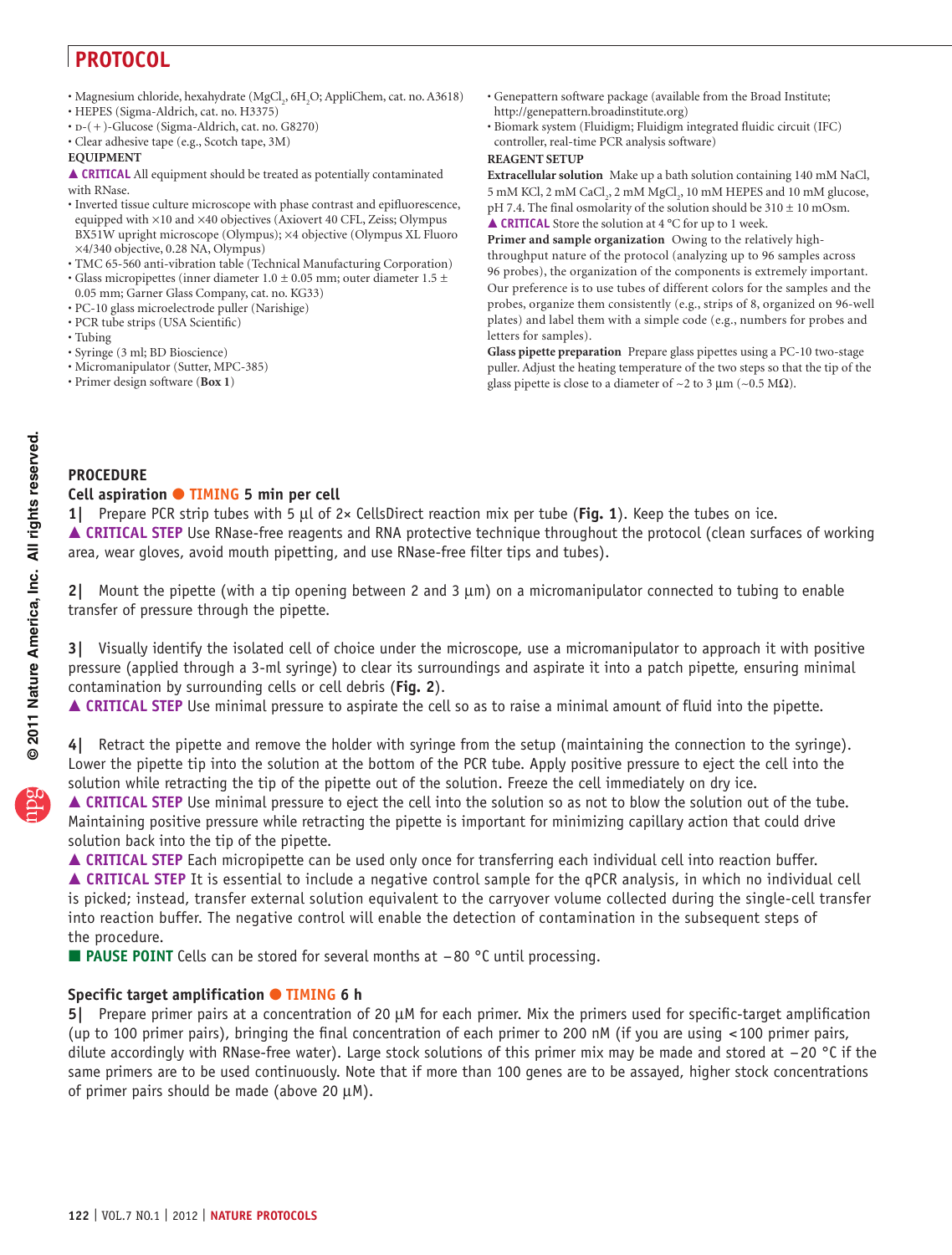- Magnesium chloride, hexahydrate ($MgCl_2$, $6H_2O$; AppliChem, cat. no. A3618)
- HEPES (Sigma-Aldrich, cat. no. H3375)
- D-(+)-Glucose (Sigma-Aldrich, cat. no. G8270)
- Clear adhesive tape (e.g., Scotch tape, 3M)

**EQUIPMENT**

▲ **CRITICAL** All equipment should be treated as potentially contaminated with RNase.

- Inverted tissue culture microscope with phase contrast and epifluorescence, equipped with ×10 and ×40 objectives (Axiovert 40 CFL, Zeiss; Olympus BX51W upright microscope (Olympus); ×4 objective (Olympus XL Fluoro ×4/340 objective, 0.28 NA, Olympus)
- TMC 65-560 anti-vibration table (Technical Manufacturing Corporation)
- Glass micropipettes (inner diameter 1.0 ± 0.05 mm; outer diameter 1.5 ± 0.05 mm; Garner Glass Company, cat. no. KG33)
- PC-10 glass microelectrode puller (Narishige)
- PCR tube strips (USA Scientific)
- Tubing
- Syringe (3 ml; BD Bioscience)
- Micromanipulator (Sutter, MPC-385)
- Primer design software (**Box 1**)
- Genepattern software package (available from the Broad Institute; http://genepattern.broadinstitute.org)
- Biomark system (Fluidigm; Fluidigm integrated fluidic circuit (IFC) controller, real-time PCR analysis software)

**REAGENT SETUP**

**Extracellular solution** Make up a bath solution containing 140 mM NaCl, 5 mM KCl, 2 mM $CaCl_2$, 2 mM $MgCl_2$, 10 mM HEPES and 10 mM glucose, pH 7.4. The final osmolarity of the solution should be 310 ± 10 mOsm. ▲ **CRITICAL** Store the solution at 4 °C for up to 1 week.

**Primer and sample organization** Owing to the relatively high-throughput nature of the protocol (analyzing up to 96 samples across 96 probes), the organization of the components is extremely important. Our preference is to use tubes of different colors for the samples and the probes, organize them consistently (e.g., strips of 8, organized on 96-well plates) and label them with a simple code (e.g., numbers for probes and letters for samples).

**Glass pipette preparation** Prepare glass pipettes using a PC-10 two-stage puller. Adjust the heating temperature of the two steps so that the tip of the glass pipette is close to a diameter of ~2 to 3 μm (~0.5 MΩ).

## PROCEDURE

### Cell aspiration ● TIMING 5 min per cell

**1|** Prepare PCR strip tubes with 5 μl of 2× CellsDirect reaction mix per tube (**Fig. 1**). Keep the tubes on ice.

▲ **CRITICAL STEP** Use RNase-free reagents and RNA protective technique throughout the protocol (clean surfaces of working area, wear gloves, avoid mouth pipetting, and use RNase-free filter tips and tubes).

**2|** Mount the pipette (with a tip opening between 2 and 3 μm) on a micromanipulator connected to tubing to enable transfer of pressure through the pipette.

**3|** Visually identify the isolated cell of choice under the microscope, use a micromanipulator to approach it with positive pressure (applied through a 3-ml syringe) to clear its surroundings and aspirate it into a patch pipette, ensuring minimal contamination by surrounding cells or cell debris (**Fig. 2**).

▲ **CRITICAL STEP** Use minimal pressure to aspirate the cell so as to raise a minimal amount of fluid into the pipette.

**4|** Retract the pipette and remove the holder with syringe from the setup (maintaining the connection to the syringe). Lower the pipette tip into the solution at the bottom of the PCR tube. Apply positive pressure to eject the cell into the solution while retracting the tip of the pipette out of the solution. Freeze the cell immediately on dry ice.

▲ **CRITICAL STEP** Use minimal pressure to eject the cell into the solution so as not to blow the solution out of the tube. Maintaining positive pressure while retracting the pipette is important for minimizing capillary action that could drive solution back into the tip of the pipette.

▲ **CRITICAL STEP** Each micropipette can be used only once for transferring each individual cell into reaction buffer.

▲ **CRITICAL STEP** It is essential to include a negative control sample for the qPCR analysis, in which no individual cell is picked; instead, transfer external solution equivalent to the carryover volume collected during the single-cell transfer into reaction buffer. The negative control will enable the detection of contamination in the subsequent steps of the procedure.

■ **PAUSE POINT** Cells can be stored for several months at −80 °C until processing.

### Specific target amplification ● TIMING 6 h

**5|** Prepare primer pairs at a concentration of 20 μM for each primer. Mix the primers used for specific-target amplification (up to 100 primer pairs), bringing the final concentration of each primer to 200 nM (if you are using <100 primer pairs, dilute accordingly with RNase-free water). Large stock solutions of this primer mix may be made and stored at −20 °C if the same primers are to be used continuously. Note that if more than 100 genes are to be assayed, higher stock concentrations of primer pairs should be made (above 20 μM).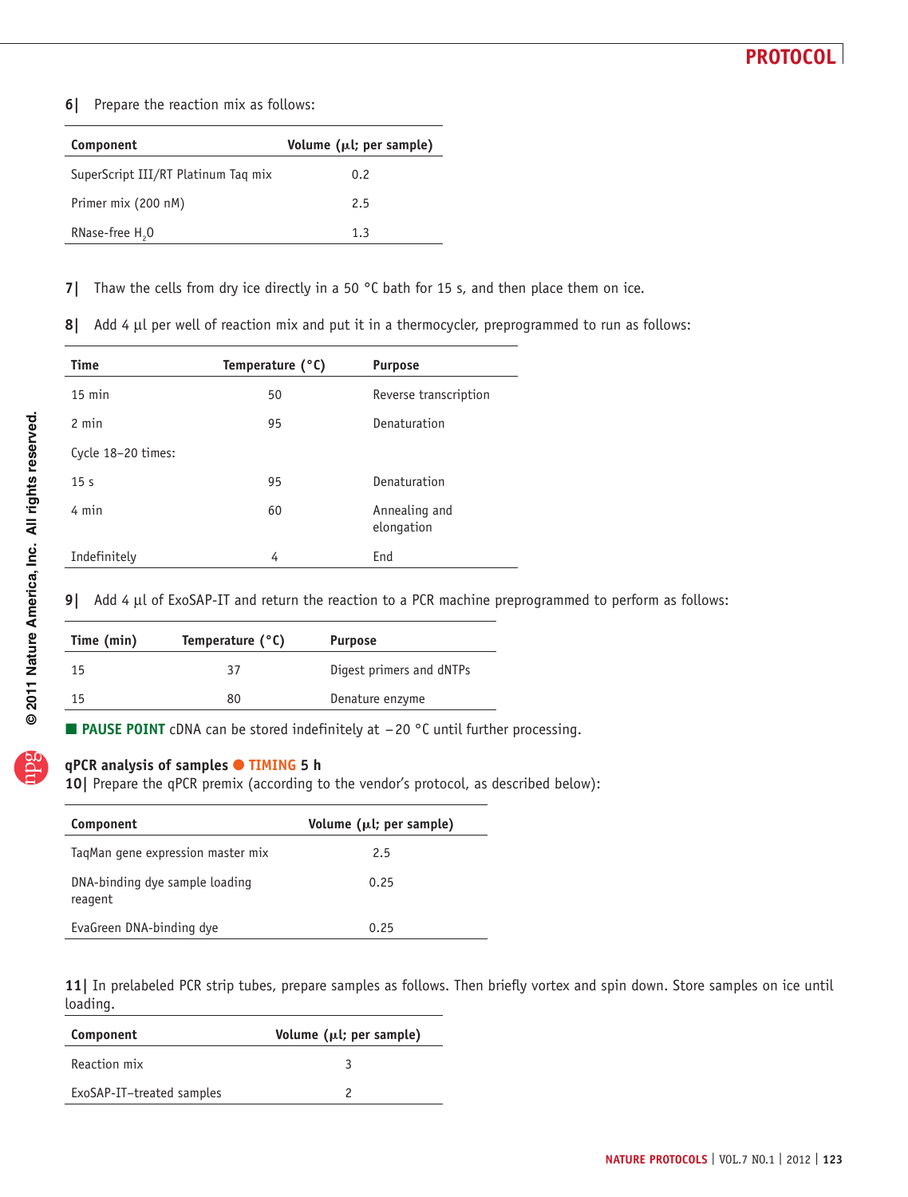**6|** Prepare the reaction mix as follows:

| Component | Volume (µl; per sample) |
|---|---|
| SuperScript III/RT Platinum Taq mix | 0.2 |
| Primer mix (200 nM) | 2.5 |
| RNase-free $H_2O$ | 1.3 |

**7|** Thaw the cells from dry ice directly in a 50 °C bath for 15 s, and then place them on ice.

**8|** Add 4 µl per well of reaction mix and put it in a thermocycler, preprogrammed to run as follows:

| Time | Temperature (°C) | Purpose |
|---|---|---|
| 15 min | 50 | Reverse transcription |
| 2 min | 95 | Denaturation |
| Cycle 18–20 times: | | |
| 15 s | 95 | Denaturation |
| 4 min | 60 | Annealing and elongation |
| Indefinitely | 4 | End |

**9|** Add 4 µl of ExoSAP-IT and return the reaction to a PCR machine preprogrammed to perform as follows:

| Time (min) | Temperature (°C) | Purpose |
|---|---|---|
| 15 | 37 | Digest primers and dNTPs |
| 15 | 80 | Denature enzyme |

■ **PAUSE POINT** cDNA can be stored indefinitely at −20 °C until further processing.

### qPCR analysis of samples ● TIMING 5 h

**10|** Prepare the qPCR premix (according to the vendor's protocol, as described below):

| Component | Volume (µl; per sample) |
|---|---|
| TaqMan gene expression master mix | 2.5 |
| DNA-binding dye sample loading reagent | 0.25 |
| EvaGreen DNA-binding dye | 0.25 |

**11|** In prelabeled PCR strip tubes, prepare samples as follows. Then briefly vortex and spin down. Store samples on ice until loading.

| Component | Volume (µl; per sample) |
|---|---|
| Reaction mix | 3 |
| ExoSAP-IT–treated samples | 2 |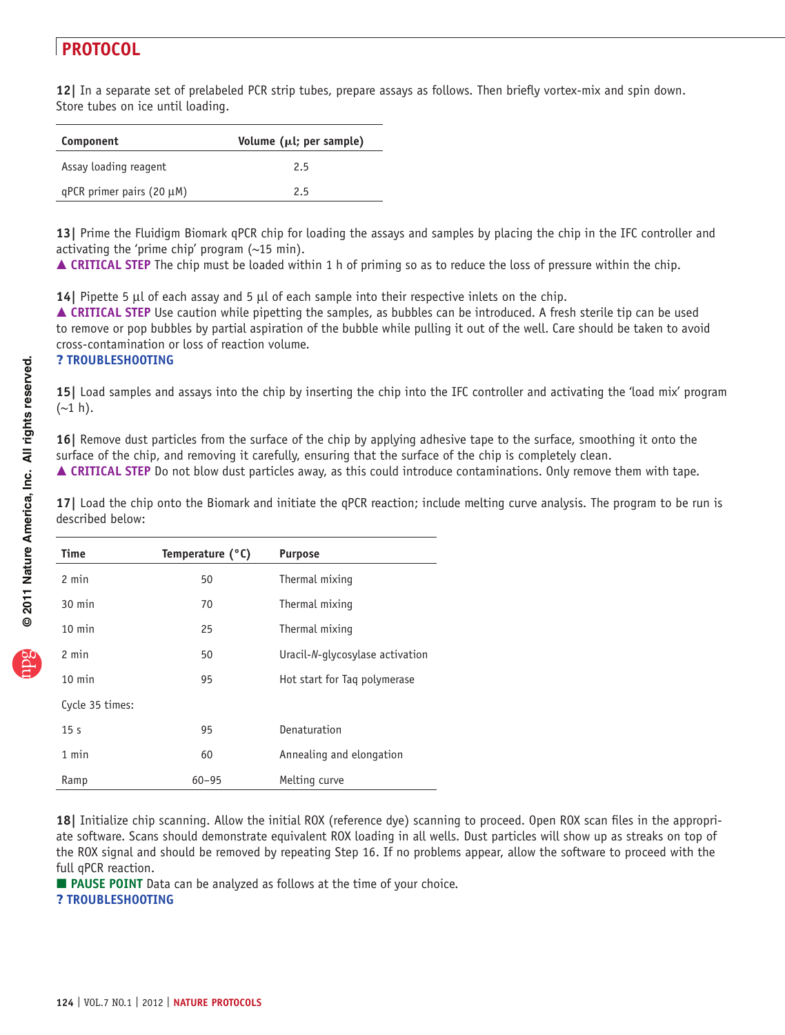12| In a separate set of prelabeled PCR strip tubes, prepare assays as follows. Then briefly vortex-mix and spin down. Store tubes on ice until loading.

| Component | Volume (μl; per sample) |
|---|---|
| Assay loading reagent | 2.5 |
| qPCR primer pairs (20 μM) | 2.5 |

13| Prime the Fluidigm Biomark qPCR chip for loading the assays and samples by placing the chip in the IFC controller and activating the 'prime chip' program (~15 min).

▲ **CRITICAL STEP** The chip must be loaded within 1 h of priming so as to reduce the loss of pressure within the chip.

14| Pipette 5 μl of each assay and 5 μl of each sample into their respective inlets on the chip.

▲ **CRITICAL STEP** Use caution while pipetting the samples, as bubbles can be introduced. A fresh sterile tip can be used to remove or pop bubbles by partial aspiration of the bubble while pulling it out of the well. Care should be taken to avoid cross-contamination or loss of reaction volume.

**? TROUBLESHOOTING**

15| Load samples and assays into the chip by inserting the chip into the IFC controller and activating the 'load mix' program (~1 h).

16| Remove dust particles from the surface of the chip by applying adhesive tape to the surface, smoothing it onto the surface of the chip, and removing it carefully, ensuring that the surface of the chip is completely clean.

▲ **CRITICAL STEP** Do not blow dust particles away, as this could introduce contaminations. Only remove them with tape.

17| Load the chip onto the Biomark and initiate the qPCR reaction; include melting curve analysis. The program to be run is described below:

| Time | Temperature (°C) | Purpose |
|---|---|---|
| 2 min | 50 | Thermal mixing |
| 30 min | 70 | Thermal mixing |
| 10 min | 25 | Thermal mixing |
| 2 min | 50 | Uracil-*N*-glycosylase activation |
| 10 min | 95 | Hot start for Taq polymerase |
| Cycle 35 times: | | |
| 15 s | 95 | Denaturation |
| 1 min | 60 | Annealing and elongation |
| Ramp | 60–95 | Melting curve |

18| Initialize chip scanning. Allow the initial ROX (reference dye) scanning to proceed. Open ROX scan files in the appropriate software. Scans should demonstrate equivalent ROX loading in all wells. Dust particles will show up as streaks on top of the ROX signal and should be removed by repeating Step 16. If no problems appear, allow the software to proceed with the full qPCR reaction.

■ **PAUSE POINT** Data can be analyzed as follows at the time of your choice.

**? TROUBLESHOOTING**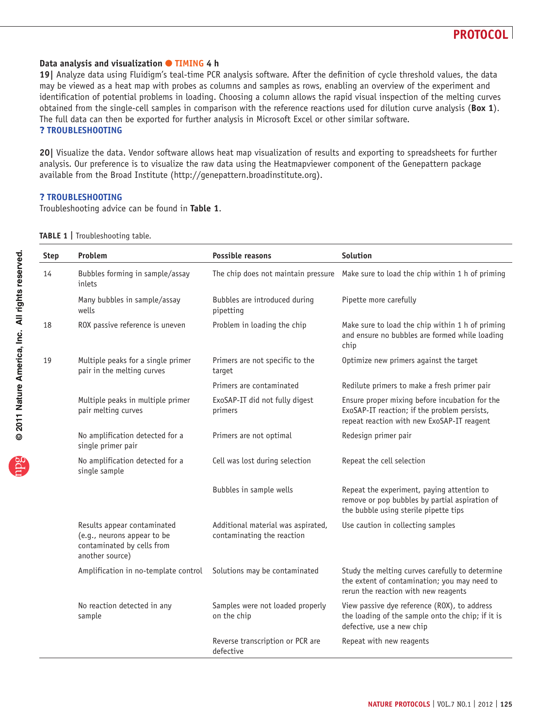**Data analysis and visualization ● TIMING 4 h**

**19|** Analyze data using Fluidigm's teal-time PCR analysis software. After the definition of cycle threshold values, the data may be viewed as a heat map with probes as columns and samples as rows, enabling an overview of the experiment and identification of potential problems in loading. Choosing a column allows the rapid visual inspection of the melting curves obtained from the single-cell samples in comparison with the reference reactions used for dilution curve analysis (**Box 1**). The full data can then be exported for further analysis in Microsoft Excel or other similar software.

**? TROUBLESHOOTING**

**20|** Visualize the data. Vendor software allows heat map visualization of results and exporting to spreadsheets for further analysis. Our preference is to visualize the raw data using the Heatmapviewer component of the Genepattern package available from the Broad Institute (http://genepattern.broadinstitute.org).

**? TROUBLESHOOTING**

Troubleshooting advice can be found in **Table 1**.

**TABLE 1 |** Troubleshooting table.

| Step | Problem | Possible reasons | Solution |
|---|---|---|---|
| 14 | Bubbles forming in sample/assay inlets | The chip does not maintain pressure | Make sure to load the chip within 1 h of priming |
| | Many bubbles in sample/assay wells | Bubbles are introduced during pipetting | Pipette more carefully |
| 18 | ROX passive reference is uneven | Problem in loading the chip | Make sure to load the chip within 1 h of priming and ensure no bubbles are formed while loading chip |
| 19 | Multiple peaks for a single primer pair in the melting curves | Primers are not specific to the target | Optimize new primers against the target |
| | | Primers are contaminated | Redilute primers to make a fresh primer pair |
| | Multiple peaks in multiple primer pair melting curves | ExoSAP-IT did not fully digest primers | Ensure proper mixing before incubation for the ExoSAP-IT reaction; if the problem persists, repeat reaction with new ExoSAP-IT reagent |
| | No amplification detected for a single primer pair | Primers are not optimal | Redesign primer pair |
| | No amplification detected for a single sample | Cell was lost during selection | Repeat the cell selection |
| | | Bubbles in sample wells | Repeat the experiment, paying attention to remove or pop bubbles by partial aspiration of the bubble using sterile pipette tips |
| | Results appear contaminated (e.g., neurons appear to be contaminated by cells from another source) | Additional material was aspirated, contaminating the reaction | Use caution in collecting samples |
| | Amplification in no-template control | Solutions may be contaminated | Study the melting curves carefully to determine the extent of contamination; you may need to rerun the reaction with new reagents |
| | No reaction detected in any sample | Samples were not loaded properly on the chip | View passive dye reference (ROX), to address the loading of the sample onto the chip; if it is defective, use a new chip |
| | | Reverse transcription or PCR are defective | Repeat with new reagents |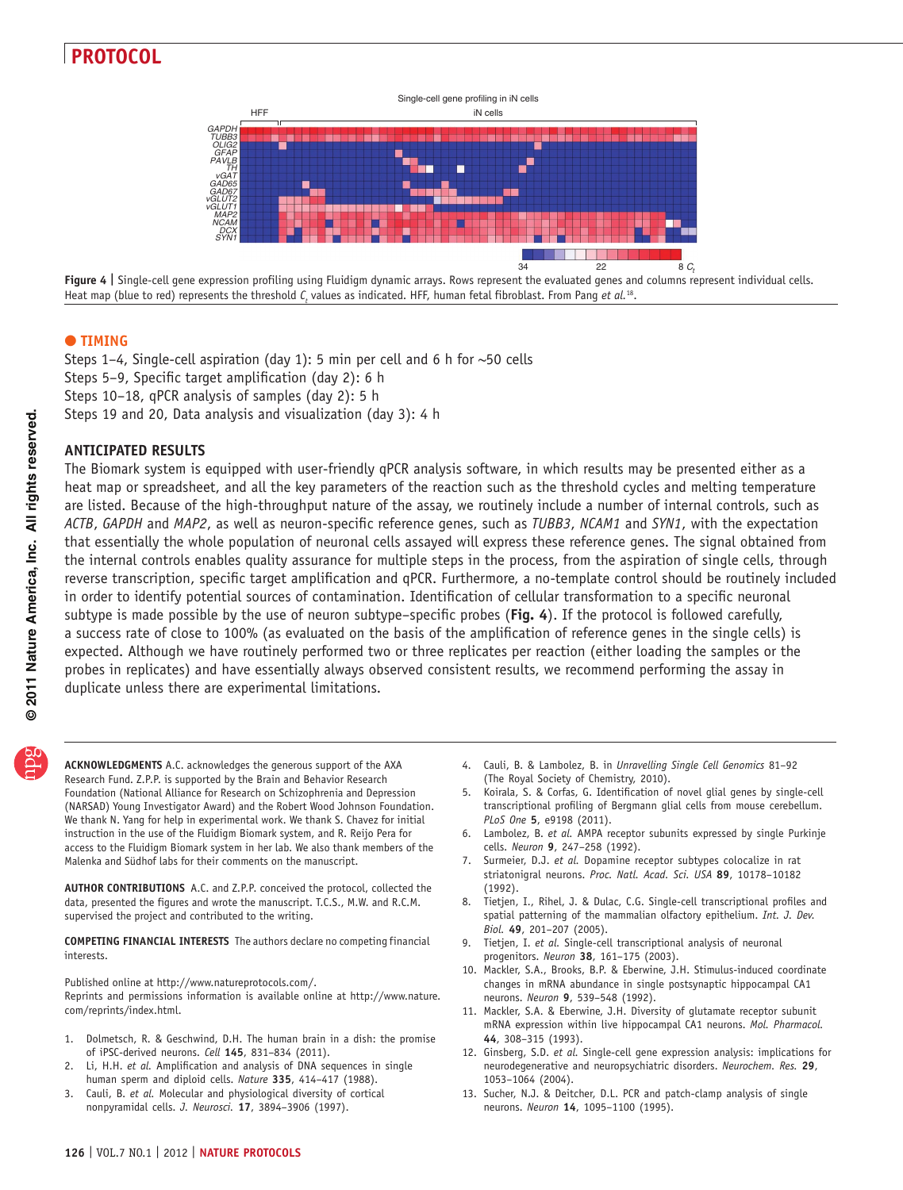Figure 4 | Single-cell gene expression profiling using Fluidigm dynamic arrays. Rows represent the evaluated genes and columns represent individual cells. Heat map (blue to red) represents the threshold $C_t$ values as indicated. HFF, human fetal fibroblast. From Pang *et al.*[18].

## ● TIMING

Steps 1–4, Single-cell aspiration (day 1): 5 min per cell and 6 h for ~50 cells
Steps 5–9, Specific target amplification (day 2): 6 h
Steps 10–18, qPCR analysis of samples (day 2): 5 h
Steps 19 and 20, Data analysis and visualization (day 3): 4 h

## ANTICIPATED RESULTS

The Biomark system is equipped with user-friendly qPCR analysis software, in which results may be presented either as a heat map or spreadsheet, and all the key parameters of the reaction such as the threshold cycles and melting temperature are listed. Because of the high-throughput nature of the assay, we routinely include a number of internal controls, such as *ACTB*, *GAPDH* and *MAP2*, as well as neuron-specific reference genes, such as *TUBB3*, *NCAM1* and *SYN1*, with the expectation that essentially the whole population of neuronal cells assayed will express these reference genes. The signal obtained from the internal controls enables quality assurance for multiple steps in the process, from the aspiration of single cells, through reverse transcription, specific target amplification and qPCR. Furthermore, a no-template control should be routinely included in order to identify potential sources of contamination. Identification of cellular transformation to a specific neuronal subtype is made possible by the use of neuron subtype–specific probes (**Fig. 4**). If the protocol is followed carefully, a success rate of close to 100% (as evaluated on the basis of the amplification of reference genes in the single cells) is expected. Although we have routinely performed two or three replicates per reaction (either loading the samples or the probes in replicates) and have essentially always observed consistent results, we recommend performing the assay in duplicate unless there are experimental limitations.

**ACKNOWLEDGMENTS** A.C. acknowledges the generous support of the AXA Research Fund. Z.P.P. is supported by the Brain and Behavior Research Foundation (National Alliance for Research on Schizophrenia and Depression (NARSAD) Young Investigator Award) and the Robert Wood Johnson Foundation. We thank N. Yang for help in experimental work. We thank S. Chavez for initial instruction in the use of the Fluidigm Biomark system, and R. Reijo Pera for access to the Fluidigm Biomark system in her lab. We also thank members of the Malenka and Südhof labs for their comments on the manuscript.

**AUTHOR CONTRIBUTIONS** A.C. and Z.P.P. conceived the protocol, collected the data, presented the figures and wrote the manuscript. T.C.S., M.W. and R.C.M. supervised the project and contributed to the writing.

**COMPETING FINANCIAL INTERESTS** The authors declare no competing financial interests.

Published online at http://www.natureprotocols.com/.
Reprints and permissions information is available online at http://www.nature.com/reprints/index.html.

1. Dolmetsch, R. & Geschwind, D.H. The human brain in a dish: the promise of iPSC-derived neurons. *Cell* **145**, 831–834 (2011).
2. Li, H.H. *et al.* Amplification and analysis of DNA sequences in single human sperm and diploid cells. *Nature* **335**, 414–417 (1988).
3. Cauli, B. *et al.* Molecular and physiological diversity of cortical nonpyramidal cells. *J. Neurosci.* **17**, 3894–3906 (1997).
4. Cauli, B. & Lambolez, B. in *Unravelling Single Cell Genomics* 81–92 (The Royal Society of Chemistry, 2010).
5. Koirala, S. & Corfas, G. Identification of novel glial genes by single-cell transcriptional profiling of Bergmann glial cells from mouse cerebellum. *PLoS One* **5**, e9198 (2011).
6. Lambolez, B. *et al.* AMPA receptor subunits expressed by single Purkinje cells. *Neuron* **9**, 247–258 (1992).
7. Surmeier, D.J. *et al.* Dopamine receptor subtypes colocalize in rat striatonigral neurons. *Proc. Natl. Acad. Sci. USA* **89**, 10178–10182 (1992).
8. Tietjen, I., Rihel, J. & Dulac, C.G. Single-cell transcriptional profiles and spatial patterning of the mammalian olfactory epithelium. *Int. J. Dev. Biol.* **49**, 201–207 (2005).
9. Tietjen, I. *et al.* Single-cell transcriptional analysis of neuronal progenitors. *Neuron* **38**, 161–175 (2003).
10. Mackler, S.A., Brooks, B.P. & Eberwine, J.H. Stimulus-induced coordinate changes in mRNA abundance in single postsynaptic hippocampal CA1 neurons. *Neuron* **9**, 539–548 (1992).
11. Mackler, S.A. & Eberwine, J.H. Diversity of glutamate receptor subunit mRNA expression within live hippocampal CA1 neurons. *Mol. Pharmacol.* **44**, 308–315 (1993).
12. Ginsberg, S.D. *et al.* Single-cell gene expression analysis: implications for neurodegenerative and neuropsychiatric disorders. *Neurochem. Res.* **29**, 1053–1064 (2004).
13. Sucher, N.J. & Deitcher, D.L. PCR and patch-clamp analysis of single neurons. *Neuron* **14**, 1095–1100 (1995).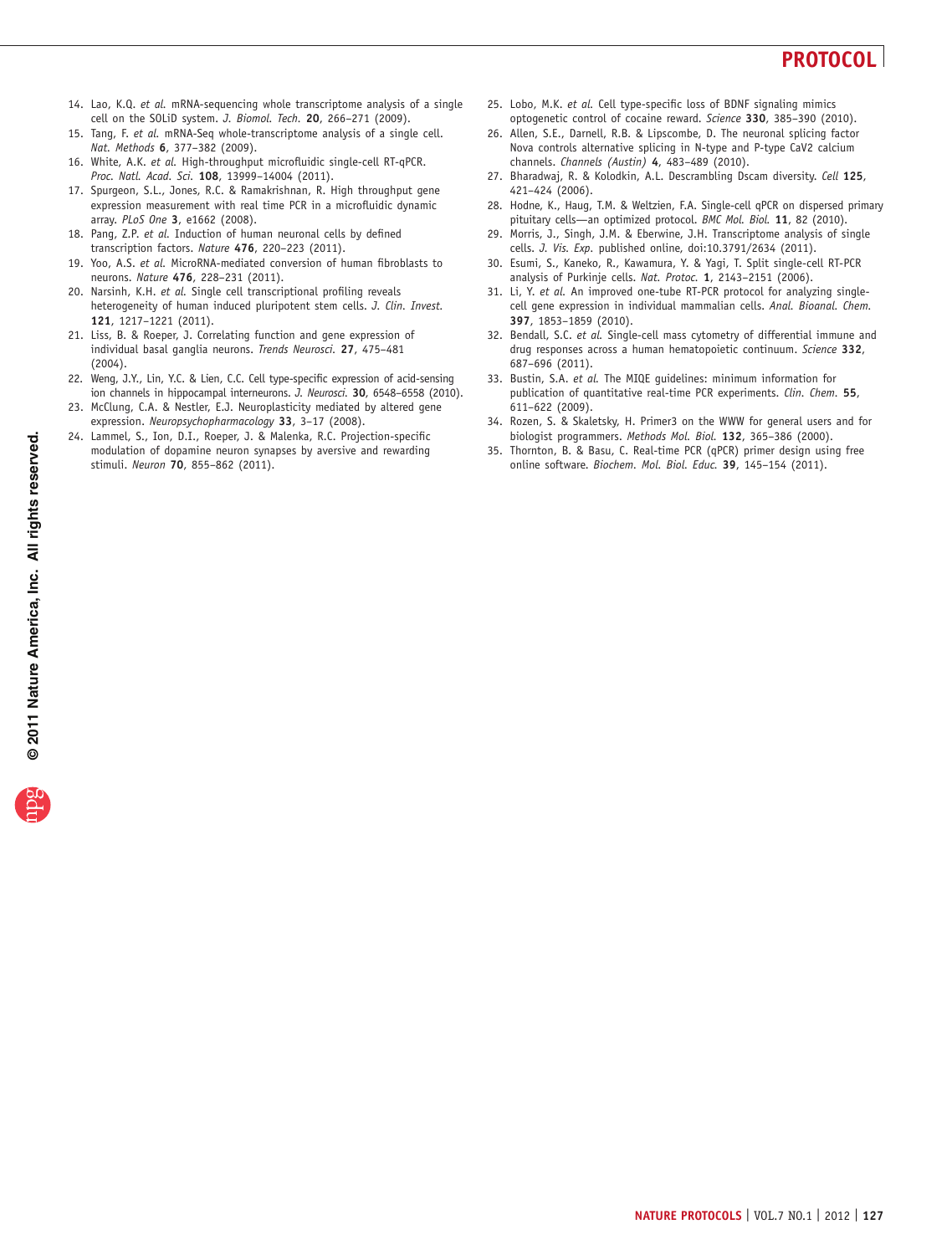14. Lao, K.Q. *et al.* mRNA-sequencing whole transcriptome analysis of a single cell on the SOLiD system. *J. Biomol. Tech.* **20**, 266–271 (2009).
15. Tang, F. *et al.* mRNA-Seq whole-transcriptome analysis of a single cell. *Nat. Methods* **6**, 377–382 (2009).
16. White, A.K. *et al.* High-throughput microfluidic single-cell RT-qPCR. *Proc. Natl. Acad. Sci.* **108**, 13999–14004 (2011).
17. Spurgeon, S.L., Jones, R.C. & Ramakrishnan, R. High throughput gene expression measurement with real time PCR in a microfluidic dynamic array. *PLoS One* **3**, e1662 (2008).
18. Pang, Z.P. *et al.* Induction of human neuronal cells by defined transcription factors. *Nature* **476**, 220–223 (2011).
19. Yoo, A.S. *et al.* MicroRNA-mediated conversion of human fibroblasts to neurons. *Nature* **476**, 228–231 (2011).
20. Narsinh, K.H. *et al.* Single cell transcriptional profiling reveals heterogeneity of human induced pluripotent stem cells. *J. Clin. Invest.* **121**, 1217–1221 (2011).
21. Liss, B. & Roeper, J. Correlating function and gene expression of individual basal ganglia neurons. *Trends Neurosci.* **27**, 475–481 (2004).
22. Weng, J.Y., Lin, Y.C. & Lien, C.C. Cell type-specific expression of acid-sensing ion channels in hippocampal interneurons. *J. Neurosci.* **30**, 6548–6558 (2010).
23. McClung, C.A. & Nestler, E.J. Neuroplasticity mediated by altered gene expression. *Neuropsychopharmacology* **33**, 3–17 (2008).
24. Lammel, S., Ion, D.I., Roeper, J. & Malenka, R.C. Projection-specific modulation of dopamine neuron synapses by aversive and rewarding stimuli. *Neuron* **70**, 855–862 (2011).
25. Lobo, M.K. *et al.* Cell type-specific loss of BDNF signaling mimics optogenetic control of cocaine reward. *Science* **330**, 385–390 (2010).
26. Allen, S.E., Darnell, R.B. & Lipscombe, D. The neuronal splicing factor Nova controls alternative splicing in N-type and P-type CaV2 calcium channels. *Channels (Austin)* **4**, 483–489 (2010).
27. Bharadwaj, R. & Kolodkin, A.L. Descrambling Dscam diversity. *Cell* **125**, 421–424 (2006).
28. Hodne, K., Haug, T.M. & Weltzien, F.A. Single-cell qPCR on dispersed primary pituitary cells—an optimized protocol. *BMC Mol. Biol.* **11**, 82 (2010).
29. Morris, J., Singh, J.M. & Eberwine, J.H. Transcriptome analysis of single cells. *J. Vis. Exp.* published online, doi:10.3791/2634 (2011).
30. Esumi, S., Kaneko, R., Kawamura, Y. & Yagi, T. Split single-cell RT-PCR analysis of Purkinje cells. *Nat. Protoc.* **1**, 2143–2151 (2006).
31. Li, Y. *et al.* An improved one-tube RT-PCR protocol for analyzing single-cell gene expression in individual mammalian cells. *Anal. Bioanal. Chem.* **397**, 1853–1859 (2010).
32. Bendall, S.C. *et al.* Single-cell mass cytometry of differential immune and drug responses across a human hematopoietic continuum. *Science* **332**, 687–696 (2011).
33. Bustin, S.A. *et al.* The MIQE guidelines: minimum information for publication of quantitative real-time PCR experiments. *Clin. Chem.* **55**, 611–622 (2009).
34. Rozen, S. & Skaletsky, H. Primer3 on the WWW for general users and for biologist programmers. *Methods Mol. Biol.* **132**, 365–386 (2000).
35. Thornton, B. & Basu, C. Real-time PCR (qPCR) primer design using free online software. *Biochem. Mol. Biol. Educ.* **39**, 145–154 (2011).